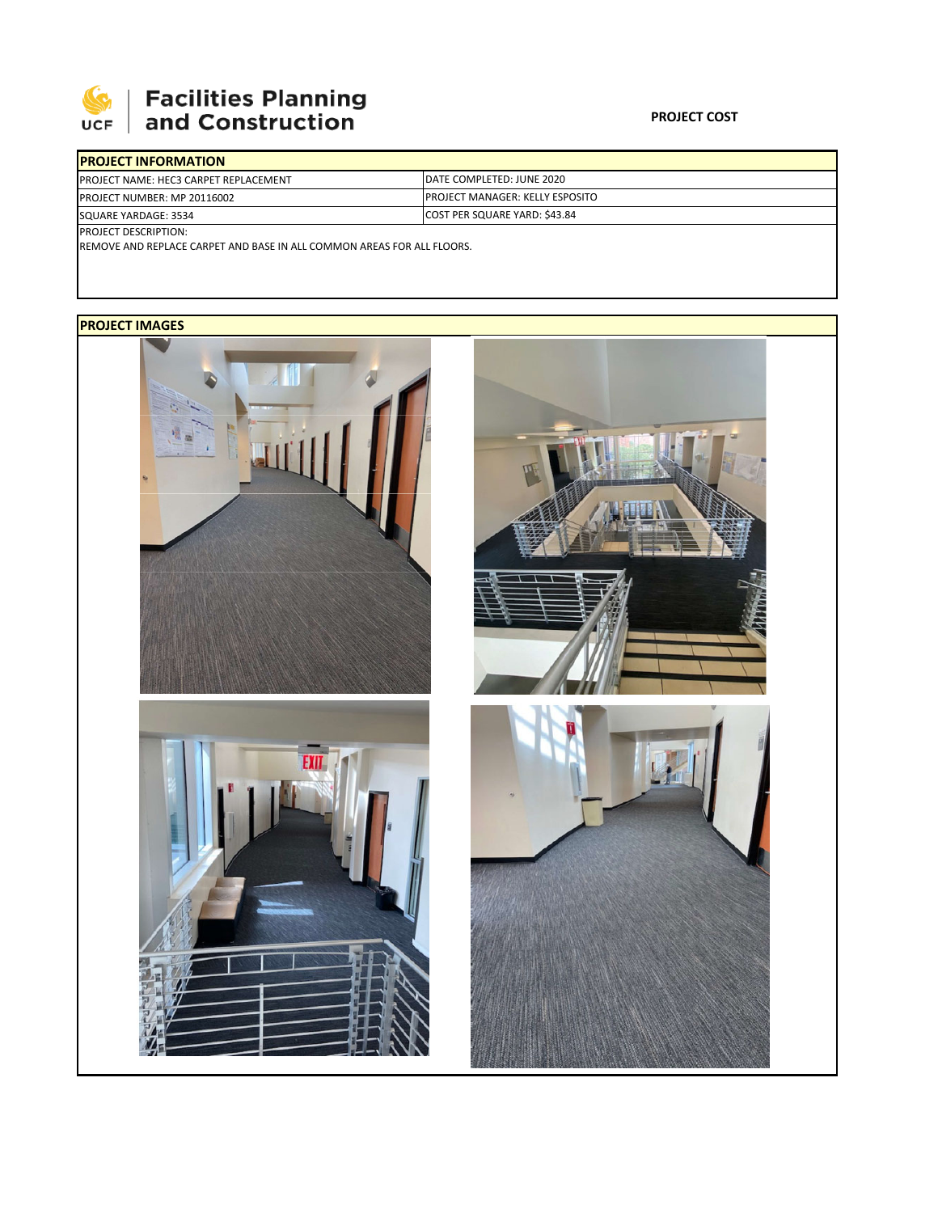Facilities Planning and Construction

**PROJECT COST**

| PROJECT INFORMATION | |
|---|---|
| PROJECT NAME: HEC3 CARPET REPLACEMENT | DATE COMPLETED: JUNE 2020 |
| PROJECT NUMBER: MP 20116002 | PROJECT MANAGER: KELLY ESPOSITO |
| SQUARE YARDAGE: 3534 | COST PER SQUARE YARD: $43.84 |

PROJECT DESCRIPTION:
REMOVE AND REPLACE CARPET AND BASE IN ALL COMMON AREAS FOR ALL FLOORS.

**PROJECT IMAGES**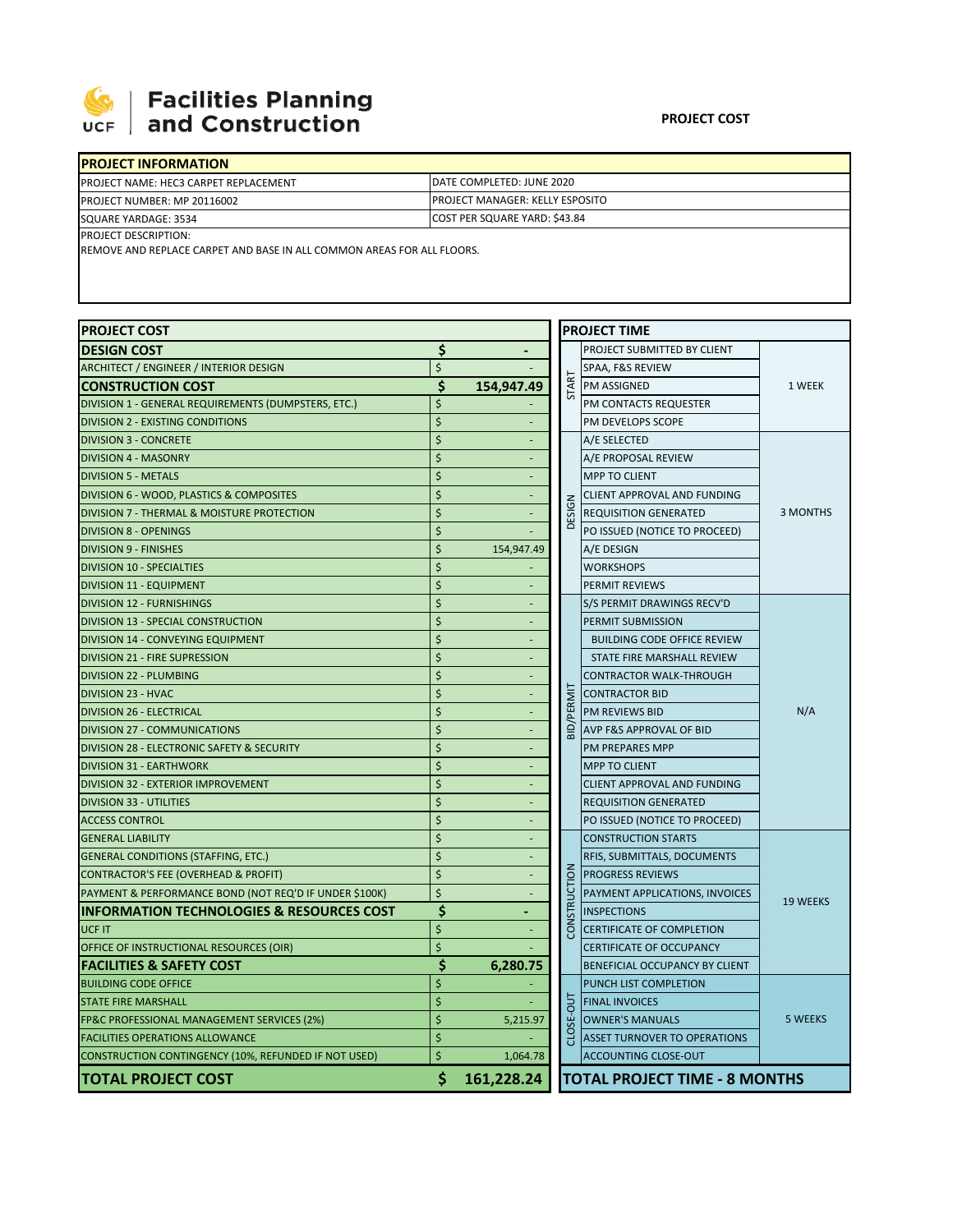**UCF | Facilities Planning and Construction**

**PROJECT COST**

| PROJECT INFORMATION | |
|---|---|
| PROJECT NAME: HEC3 CARPET REPLACEMENT | DATE COMPLETED: JUNE 2020 |
| PROJECT NUMBER: MP 20116002 | PROJECT MANAGER: KELLY ESPOSITO |
| SQUARE YARDAGE: 3534 | COST PER SQUARE YARD: $43.84 |

PROJECT DESCRIPTION:
REMOVE AND REPLACE CARPET AND BASE IN ALL COMMON AREAS FOR ALL FLOORS.

| PROJECT COST | |
|---|---|
| **DESIGN COST** | **$ -** |
| ARCHITECT / ENGINEER / INTERIOR DESIGN | $ - |
| **CONSTRUCTION COST** | **$ 154,947.49** |
| DIVISION 1 - GENERAL REQUIREMENTS (DUMPSTERS, ETC.) | $ - |
| DIVISION 2 - EXISTING CONDITIONS | $ - |
| DIVISION 3 - CONCRETE | $ - |
| DIVISION 4 - MASONRY | $ - |
| DIVISION 5 - METALS | $ - |
| DIVISION 6 - WOOD, PLASTICS & COMPOSITES | $ - |
| DIVISION 7 - THERMAL & MOISTURE PROTECTION | $ - |
| DIVISION 8 - OPENINGS | $ - |
| DIVISION 9 - FINISHES | $ 154,947.49 |
| DIVISION 10 - SPECIALTIES | $ - |
| DIVISION 11 - EQUIPMENT | $ - |
| DIVISION 12 - FURNISHINGS | $ - |
| DIVISION 13 - SPECIAL CONSTRUCTION | $ - |
| DIVISION 14 - CONVEYING EQUIPMENT | $ - |
| DIVISION 21 - FIRE SUPRESSION | $ - |
| DIVISION 22 - PLUMBING | $ - |
| DIVISION 23 - HVAC | $ - |
| DIVISION 26 - ELECTRICAL | $ - |
| DIVISION 27 - COMMUNICATIONS | $ - |
| DIVISION 28 - ELECTRONIC SAFETY & SECURITY | $ - |
| DIVISION 31 - EARTHWORK | $ - |
| DIVISION 32 - EXTERIOR IMPROVEMENT | $ - |
| DIVISION 33 - UTILITIES | $ - |
| ACCESS CONTROL | $ - |
| GENERAL LIABILITY | $ - |
| GENERAL CONDITIONS (STAFFING, ETC.) | $ - |
| CONTRACTOR'S FEE (OVERHEAD & PROFIT) | $ - |
| PAYMENT & PERFORMANCE BOND (NOT REQ'D IF UNDER $100K) | $ - |
| **INFORMATION TECHNOLOGIES & RESOURCES COST** | **$ -** |
| UCF IT | $ - |
| OFFICE OF INSTRUCTIONAL RESOURCES (OIR) | $ - |
| **FACILITIES & SAFETY COST** | **$ 6,280.75** |
| BUILDING CODE OFFICE | $ - |
| STATE FIRE MARSHALL | $ - |
| FP&C PROFESSIONAL MANAGEMENT SERVICES (2%) | $ 5,215.97 |
| FACILITIES OPERATIONS ALLOWANCE | $ - |
| CONSTRUCTION CONTINGENCY (10%, REFUNDED IF NOT USED) | $ 1,064.78 |
| **TOTAL PROJECT COST** | **$ 161,228.24** |

| PROJECT TIME | | |
|---|---|---|
| START | PROJECT SUBMITTED BY CLIENT | 1 WEEK |
| | SPAA, F&S REVIEW | |
| | PM ASSIGNED | |
| | PM CONTACTS REQUESTER | |
| | PM DEVELOPS SCOPE | |
| DESIGN | A/E SELECTED | 3 MONTHS |
| | A/E PROPOSAL REVIEW | |
| | MPP TO CLIENT | |
| | CLIENT APPROVAL AND FUNDING | |
| | REQUISITION GENERATED | |
| | PO ISSUED (NOTICE TO PROCEED) | |
| | A/E DESIGN | |
| | WORKSHOPS | |
| | PERMIT REVIEWS | |
| BID/PERMIT | S/S PERMIT DRAWINGS RECV'D | N/A |
| | PERMIT SUBMISSION | |
| | BUILDING CODE OFFICE REVIEW | |
| | STATE FIRE MARSHALL REVIEW | |
| | CONTRACTOR WALK-THROUGH | |
| | CONTRACTOR BID | |
| | PM REVIEWS BID | |
| | AVP F&S APPROVAL OF BID | |
| | PM PREPARES MPP | |
| | MPP TO CLIENT | |
| | CLIENT APPROVAL AND FUNDING | |
| | REQUISITION GENERATED | |
| | PO ISSUED (NOTICE TO PROCEED) | |
| CONSTRUCTION | CONSTRUCTION STARTS | 19 WEEKS |
| | RFIS, SUBMITTALS, DOCUMENTS | |
| | PROGRESS REVIEWS | |
| | PAYMENT APPLICATIONS, INVOICES | |
| | INSPECTIONS | |
| | CERTIFICATE OF COMPLETION | |
| | CERTIFICATE OF OCCUPANCY | |
| | BENEFICIAL OCCUPANCY BY CLIENT | |
| CLOSE-OUT | PUNCH LIST COMPLETION | 5 WEEKS |
| | FINAL INVOICES | |
| | OWNER'S MANUALS | |
| | ASSET TURNOVER TO OPERATIONS | |
| | ACCOUNTING CLOSE-OUT | |
| **TOTAL PROJECT TIME - 8 MONTHS** | | |